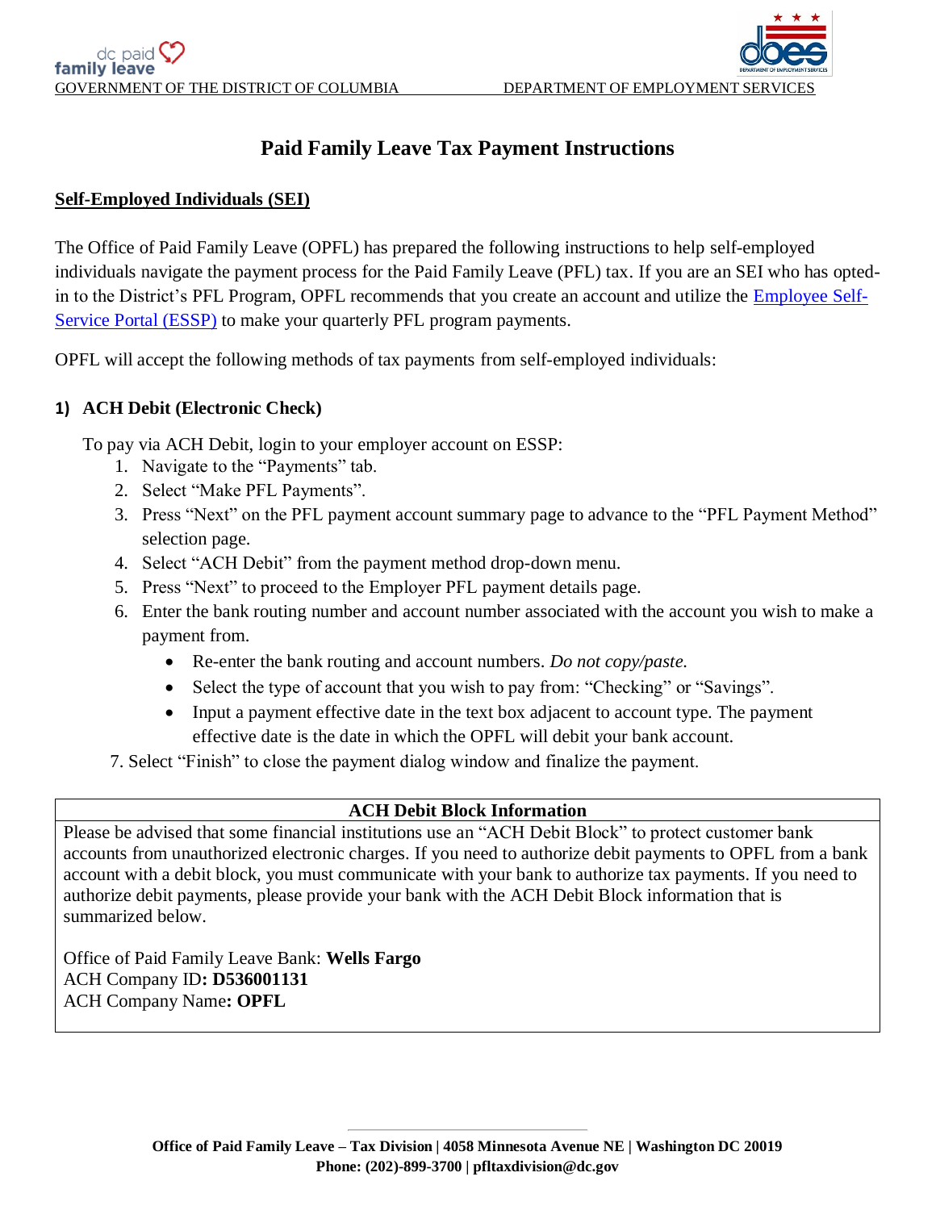GOVERNMENT OF THE DISTRICT OF COLUMBIA DEPARTMENT OF EMPLOYMENT SERVICES

# Paid Family Leave Tax Payment Instructions

## Self-Employed Individuals (SEI)

The Office of Paid Family Leave (OPFL) has prepared the following instructions to help self-employed individuals navigate the payment process for the Paid Family Leave (PFL) tax. If you are an SEI who has opted-in to the District's PFL Program, OPFL recommends that you create an account and utilize the [Employee Self-Service Portal (ESSP)]() to make your quarterly PFL program payments.

OPFL will accept the following methods of tax payments from self-employed individuals:

### 1) ACH Debit (Electronic Check)

To pay via ACH Debit, login to your employer account on ESSP:

1. Navigate to the "Payments" tab.
2. Select "Make PFL Payments".
3. Press "Next" on the PFL payment account summary page to advance to the "PFL Payment Method" selection page.
4. Select "ACH Debit" from the payment method drop-down menu.
5. Press "Next" to proceed to the Employer PFL payment details page.
6. Enter the bank routing number and account number associated with the account you wish to make a payment from.
   - Re-enter the bank routing and account numbers. *Do not copy/paste.*
   - Select the type of account that you wish to pay from: "Checking" or "Savings".
   - Input a payment effective date in the text box adjacent to account type. The payment effective date is the date in which the OPFL will debit your bank account.
7. Select "Finish" to close the payment dialog window and finalize the payment.

| ACH Debit Block Information |
| --- |
| Please be advised that some financial institutions use an "ACH Debit Block" to protect customer bank accounts from unauthorized electronic charges. If you need to authorize debit payments to OPFL from a bank account with a debit block, you must communicate with your bank to authorize tax payments. If you need to authorize debit payments, please provide your bank with the ACH Debit Block information that is summarized below.<br><br>Office of Paid Family Leave Bank: **Wells Fargo**<br>ACH Company ID**: D536001131**<br>ACH Company Name**: OPFL** |

**Office of Paid Family Leave – Tax Division | 4058 Minnesota Avenue NE | Washington DC 20019**
**Phone: (202)-899-3700 | pfltaxdivision@dc.gov**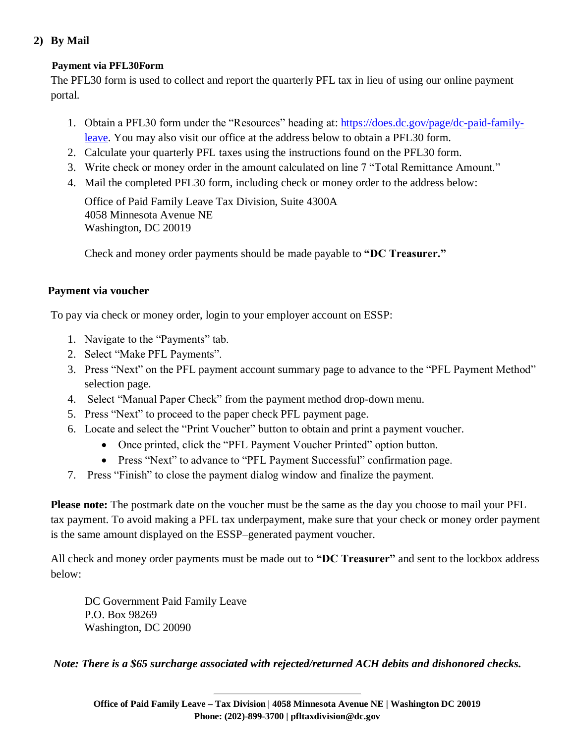## 2) By Mail

**Payment via PFL30Form**

The PFL30 form is used to collect and report the quarterly PFL tax in lieu of using our online payment portal.

1. Obtain a PFL30 form under the "Resources" heading at: [https://does.dc.gov/page/dc-paid-family-leave](https://does.dc.gov/page/dc-paid-family-leave). You may also visit our office at the address below to obtain a PFL30 form.
2. Calculate your quarterly PFL taxes using the instructions found on the PFL30 form.
3. Write check or money order in the amount calculated on line 7 "Total Remittance Amount."
4. Mail the completed PFL30 form, including check or money order to the address below:

   Office of Paid Family Leave Tax Division, Suite 4300A
   4058 Minnesota Avenue NE
   Washington, DC 20019

   Check and money order payments should be made payable to **"DC Treasurer."**

**Payment via voucher**

To pay via check or money order, login to your employer account on ESSP:

1. Navigate to the "Payments" tab.
2. Select "Make PFL Payments".
3. Press "Next" on the PFL payment account summary page to advance to the "PFL Payment Method" selection page.
4. Select "Manual Paper Check" from the payment method drop-down menu.
5. Press "Next" to proceed to the paper check PFL payment page.
6. Locate and select the "Print Voucher" button to obtain and print a payment voucher.
   - Once printed, click the "PFL Payment Voucher Printed" option button.
   - Press "Next" to advance to "PFL Payment Successful" confirmation page.
7. Press "Finish" to close the payment dialog window and finalize the payment.

**Please note:** The postmark date on the voucher must be the same as the day you choose to mail your PFL tax payment. To avoid making a PFL tax underpayment, make sure that your check or money order payment is the same amount displayed on the ESSP–generated payment voucher.

All check and money order payments must be made out to **"DC Treasurer"** and sent to the lockbox address below:

DC Government Paid Family Leave
P.O. Box 98269
Washington, DC 20090

***Note: There is a $65 surcharge associated with rejected/returned ACH debits and dishonored checks.***